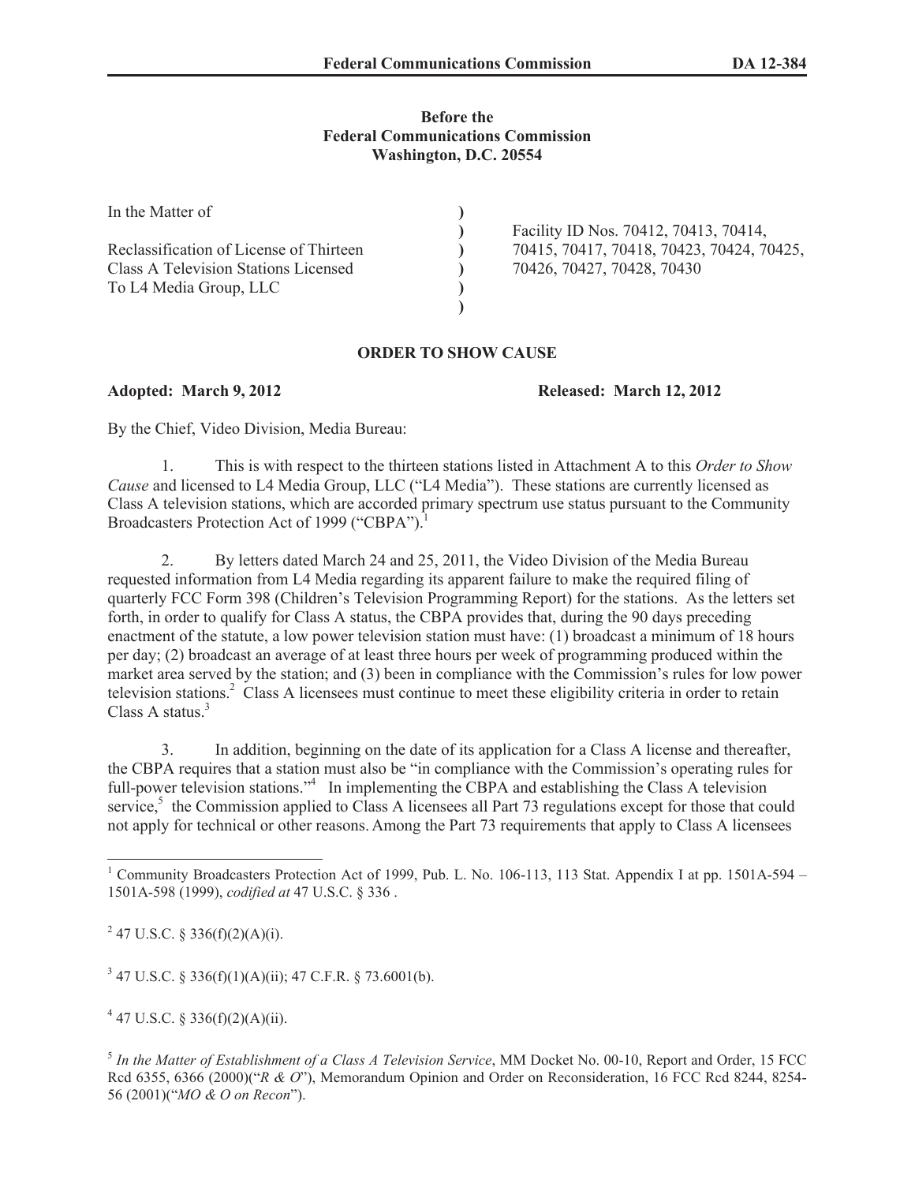**Before the**
**Federal Communications Commission**
**Washington, D.C. 20554**

| | | |
|---|---|---|
| In the Matter of | ) | |
| | ) | Facility ID Nos. 70412, 70413, 70414, |
| Reclassification of License of Thirteen | ) | 70415, 70417, 70418, 70423, 70424, 70425, |
| Class A Television Stations Licensed | ) | 70426, 70427, 70428, 70430 |
| To L4 Media Group, LLC | ) | |
| | ) | |

## ORDER TO SHOW CAUSE

**Adopted: March 9, 2012** **Released: March 12, 2012**

By the Chief, Video Division, Media Bureau:

1. This is with respect to the thirteen stations listed in Attachment A to this *Order to Show Cause* and licensed to L4 Media Group, LLC ("L4 Media"). These stations are currently licensed as Class A television stations, which are accorded primary spectrum use status pursuant to the Community Broadcasters Protection Act of 1999 ("CBPA").[1]

2. By letters dated March 24 and 25, 2011, the Video Division of the Media Bureau requested information from L4 Media regarding its apparent failure to make the required filing of quarterly FCC Form 398 (Children's Television Programming Report) for the stations. As the letters set forth, in order to qualify for Class A status, the CBPA provides that, during the 90 days preceding enactment of the statute, a low power television station must have: (1) broadcast a minimum of 18 hours per day; (2) broadcast an average of at least three hours per week of programming produced within the market area served by the station; and (3) been in compliance with the Commission's rules for low power television stations.[2] Class A licensees must continue to meet these eligibility criteria in order to retain Class A status.[3]

3. In addition, beginning on the date of its application for a Class A license and thereafter, the CBPA requires that a station must also be "in compliance with the Commission's operating rules for full-power television stations."[4] In implementing the CBPA and establishing the Class A television service,[5] the Commission applied to Class A licensees all Part 73 regulations except for those that could not apply for technical or other reasons. Among the Part 73 requirements that apply to Class A licensees

---

[1] Community Broadcasters Protection Act of 1999, Pub. L. No. 106-113, 113 Stat. Appendix I at pp. 1501A-594 – 1501A-598 (1999), *codified at* 47 U.S.C. § 336 .

[2] 47 U.S.C. § 336(f)(2)(A)(i).

[3] 47 U.S.C. § 336(f)(1)(A)(ii); 47 C.F.R. § 73.6001(b).

[4] 47 U.S.C. § 336(f)(2)(A)(ii).

[5] *In the Matter of Establishment of a Class A Television Service*, MM Docket No. 00-10, Report and Order, 15 FCC Rcd 6355, 6366 (2000)("*R & O*"), Memorandum Opinion and Order on Reconsideration, 16 FCC Rcd 8244, 8254-56 (2001)("*MO & O on Recon*").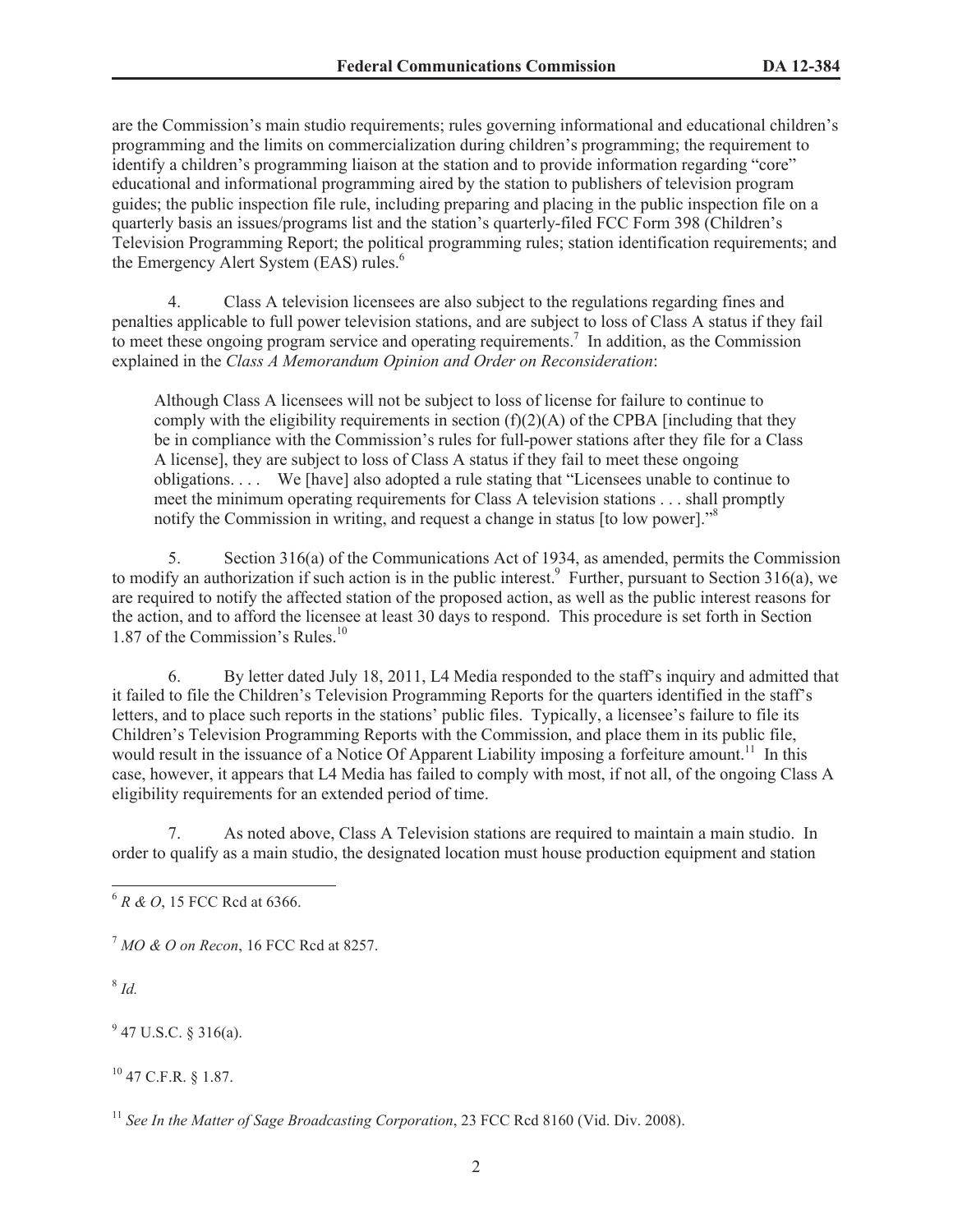are the Commission's main studio requirements; rules governing informational and educational children's programming and the limits on commercialization during children's programming; the requirement to identify a children's programming liaison at the station and to provide information regarding "core" educational and informational programming aired by the station to publishers of television program guides; the public inspection file rule, including preparing and placing in the public inspection file on a quarterly basis an issues/programs list and the station's quarterly-filed FCC Form 398 (Children's Television Programming Report; the political programming rules; station identification requirements; and the Emergency Alert System (EAS) rules.[6]

4. Class A television licensees are also subject to the regulations regarding fines and penalties applicable to full power television stations, and are subject to loss of Class A status if they fail to meet these ongoing program service and operating requirements.[7] In addition, as the Commission explained in the *Class A Memorandum Opinion and Order on Reconsideration*:

> Although Class A licensees will not be subject to loss of license for failure to continue to comply with the eligibility requirements in section (f)(2)(A) of the CPBA [including that they be in compliance with the Commission's rules for full-power stations after they file for a Class A license], they are subject to loss of Class A status if they fail to meet these ongoing obligations. . . . We [have] also adopted a rule stating that "Licensees unable to continue to meet the minimum operating requirements for Class A television stations . . . shall promptly notify the Commission in writing, and request a change in status [to low power]."[8]

5. Section 316(a) of the Communications Act of 1934, as amended, permits the Commission to modify an authorization if such action is in the public interest.[9] Further, pursuant to Section 316(a), we are required to notify the affected station of the proposed action, as well as the public interest reasons for the action, and to afford the licensee at least 30 days to respond. This procedure is set forth in Section 1.87 of the Commission's Rules.[10]

6. By letter dated July 18, 2011, L4 Media responded to the staff's inquiry and admitted that it failed to file the Children's Television Programming Reports for the quarters identified in the staff's letters, and to place such reports in the stations' public files. Typically, a licensee's failure to file its Children's Television Programming Reports with the Commission, and place them in its public file, would result in the issuance of a Notice Of Apparent Liability imposing a forfeiture amount.[11] In this case, however, it appears that L4 Media has failed to comply with most, if not all, of the ongoing Class A eligibility requirements for an extended period of time.

7. As noted above, Class A Television stations are required to maintain a main studio. In order to qualify as a main studio, the designated location must house production equipment and station

---

[6] *R & O*, 15 FCC Rcd at 6366.

[7] *MO & O on Recon*, 16 FCC Rcd at 8257.

[8] *Id.*

[9] 47 U.S.C. § 316(a).

[10] 47 C.F.R. § 1.87.

[11] *See In the Matter of Sage Broadcasting Corporation*, 23 FCC Rcd 8160 (Vid. Div. 2008).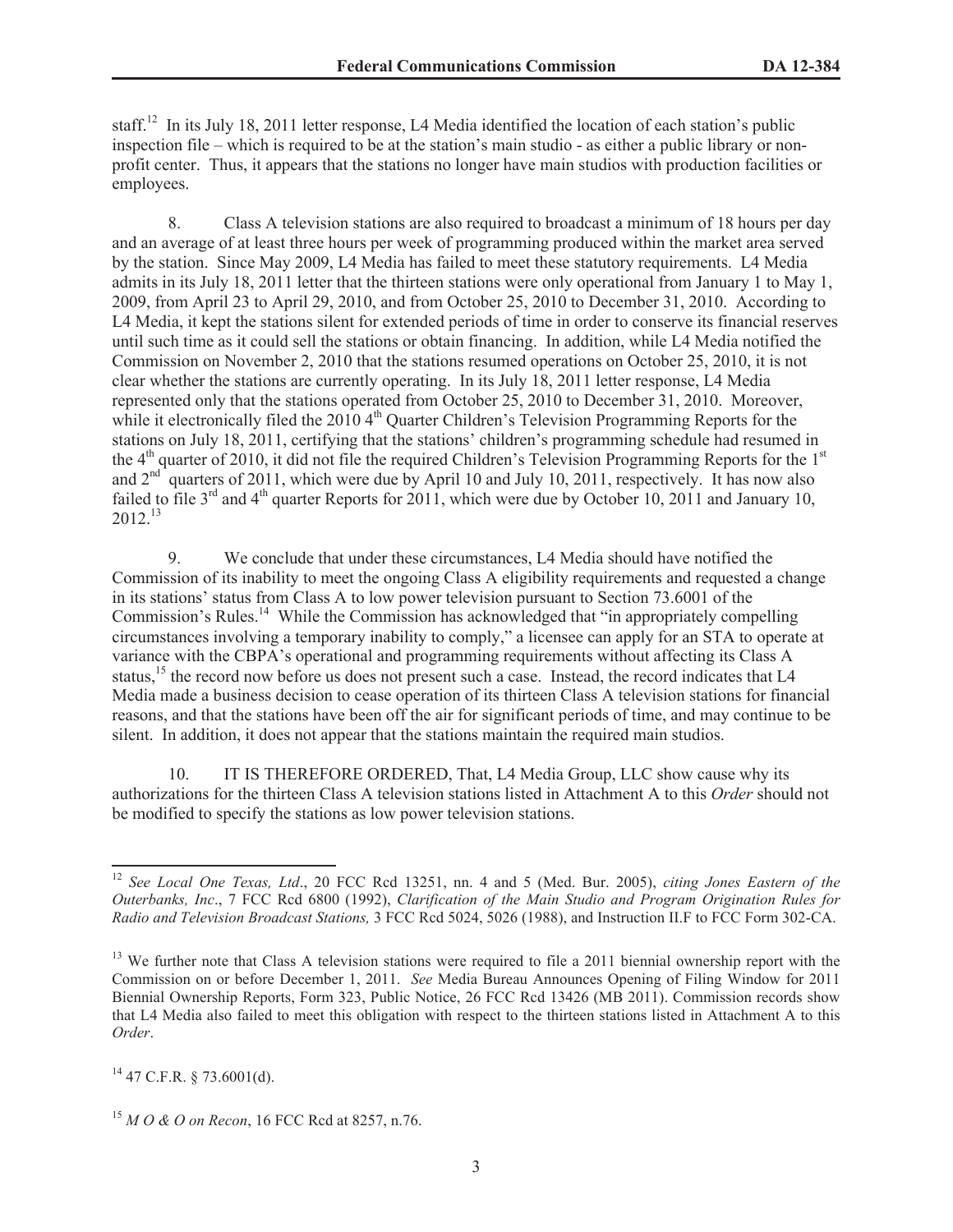staff.[12] In its July 18, 2011 letter response, L4 Media identified the location of each station's public inspection file – which is required to be at the station's main studio - as either a public library or non-profit center. Thus, it appears that the stations no longer have main studios with production facilities or employees.

8. Class A television stations are also required to broadcast a minimum of 18 hours per day and an average of at least three hours per week of programming produced within the market area served by the station. Since May 2009, L4 Media has failed to meet these statutory requirements. L4 Media admits in its July 18, 2011 letter that the thirteen stations were only operational from January 1 to May 1, 2009, from April 23 to April 29, 2010, and from October 25, 2010 to December 31, 2010. According to L4 Media, it kept the stations silent for extended periods of time in order to conserve its financial reserves until such time as it could sell the stations or obtain financing. In addition, while L4 Media notified the Commission on November 2, 2010 that the stations resumed operations on October 25, 2010, it is not clear whether the stations are currently operating. In its July 18, 2011 letter response, L4 Media represented only that the stations operated from October 25, 2010 to December 31, 2010. Moreover, while it electronically filed the 2010 4th Quarter Children's Television Programming Reports for the stations on July 18, 2011, certifying that the stations' children's programming schedule had resumed in the 4th quarter of 2010, it did not file the required Children's Television Programming Reports for the 1st and 2nd quarters of 2011, which were due by April 10 and July 10, 2011, respectively. It has now also failed to file 3rd and 4th quarter Reports for 2011, which were due by October 10, 2011 and January 10, 2012.[13]

9. We conclude that under these circumstances, L4 Media should have notified the Commission of its inability to meet the ongoing Class A eligibility requirements and requested a change in its stations' status from Class A to low power television pursuant to Section 73.6001 of the Commission's Rules.[14] While the Commission has acknowledged that "in appropriately compelling circumstances involving a temporary inability to comply," a licensee can apply for an STA to operate at variance with the CBPA's operational and programming requirements without affecting its Class A status,[15] the record now before us does not present such a case. Instead, the record indicates that L4 Media made a business decision to cease operation of its thirteen Class A television stations for financial reasons, and that the stations have been off the air for significant periods of time, and may continue to be silent. In addition, it does not appear that the stations maintain the required main studios.

10. IT IS THEREFORE ORDERED, That, L4 Media Group, LLC show cause why its authorizations for the thirteen Class A television stations listed in Attachment A to this *Order* should not be modified to specify the stations as low power television stations.

---

[12] *See Local One Texas, Ltd*., 20 FCC Rcd 13251, nn. 4 and 5 (Med. Bur. 2005), *citing Jones Eastern of the Outerbanks, Inc*., 7 FCC Rcd 6800 (1992), *Clarification of the Main Studio and Program Origination Rules for Radio and Television Broadcast Stations,* 3 FCC Rcd 5024, 5026 (1988), and Instruction II.F to FCC Form 302-CA.

[13] We further note that Class A television stations were required to file a 2011 biennial ownership report with the Commission on or before December 1, 2011. *See* Media Bureau Announces Opening of Filing Window for 2011 Biennial Ownership Reports, Form 323, Public Notice, 26 FCC Rcd 13426 (MB 2011). Commission records show that L4 Media also failed to meet this obligation with respect to the thirteen stations listed in Attachment A to this *Order*.

[14] 47 C.F.R. § 73.6001(d).

[15] *M O & O on Recon*, 16 FCC Rcd at 8257, n.76.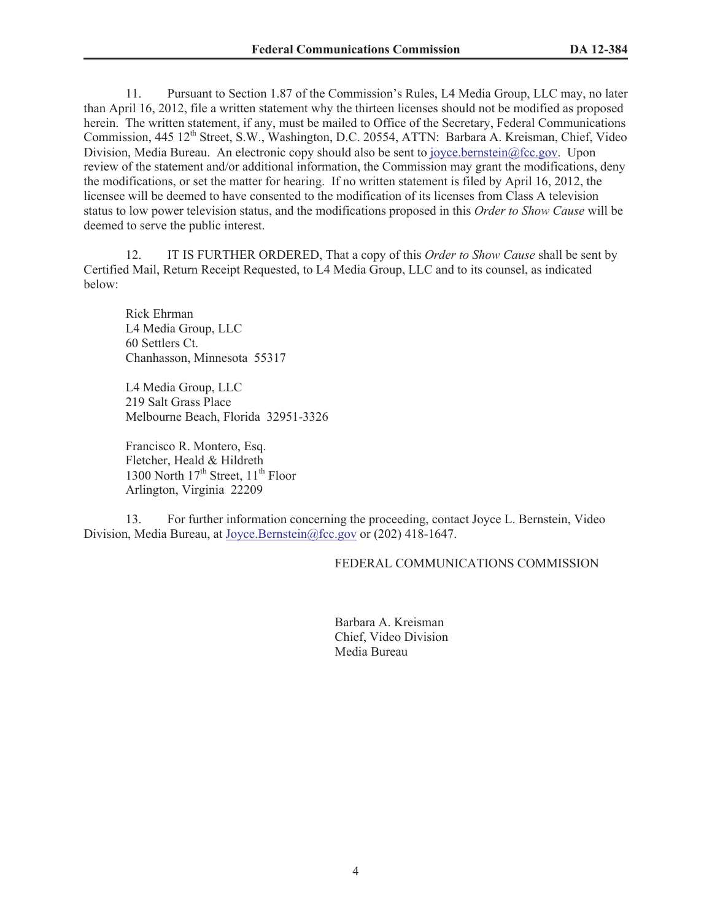11. Pursuant to Section 1.87 of the Commission's Rules, L4 Media Group, LLC may, no later than April 16, 2012, file a written statement why the thirteen licenses should not be modified as proposed herein. The written statement, if any, must be mailed to Office of the Secretary, Federal Communications Commission, 445 12th Street, S.W., Washington, D.C. 20554, ATTN: Barbara A. Kreisman, Chief, Video Division, Media Bureau. An electronic copy should also be sent to joyce.bernstein@fcc.gov. Upon review of the statement and/or additional information, the Commission may grant the modifications, deny the modifications, or set the matter for hearing. If no written statement is filed by April 16, 2012, the licensee will be deemed to have consented to the modification of its licenses from Class A television status to low power television status, and the modifications proposed in this *Order to Show Cause* will be deemed to serve the public interest.

12. IT IS FURTHER ORDERED, That a copy of this *Order to Show Cause* shall be sent by Certified Mail, Return Receipt Requested, to L4 Media Group, LLC and to its counsel, as indicated below:

Rick Ehrman
L4 Media Group, LLC
60 Settlers Ct.
Chanhasson, Minnesota 55317

L4 Media Group, LLC
219 Salt Grass Place
Melbourne Beach, Florida 32951-3326

Francisco R. Montero, Esq.
Fletcher, Heald & Hildreth
1300 North 17th Street, 11th Floor
Arlington, Virginia 22209

13. For further information concerning the proceeding, contact Joyce L. Bernstein, Video Division, Media Bureau, at Joyce.Bernstein@fcc.gov or (202) 418-1647.

FEDERAL COMMUNICATIONS COMMISSION

Barbara A. Kreisman
Chief, Video Division
Media Bureau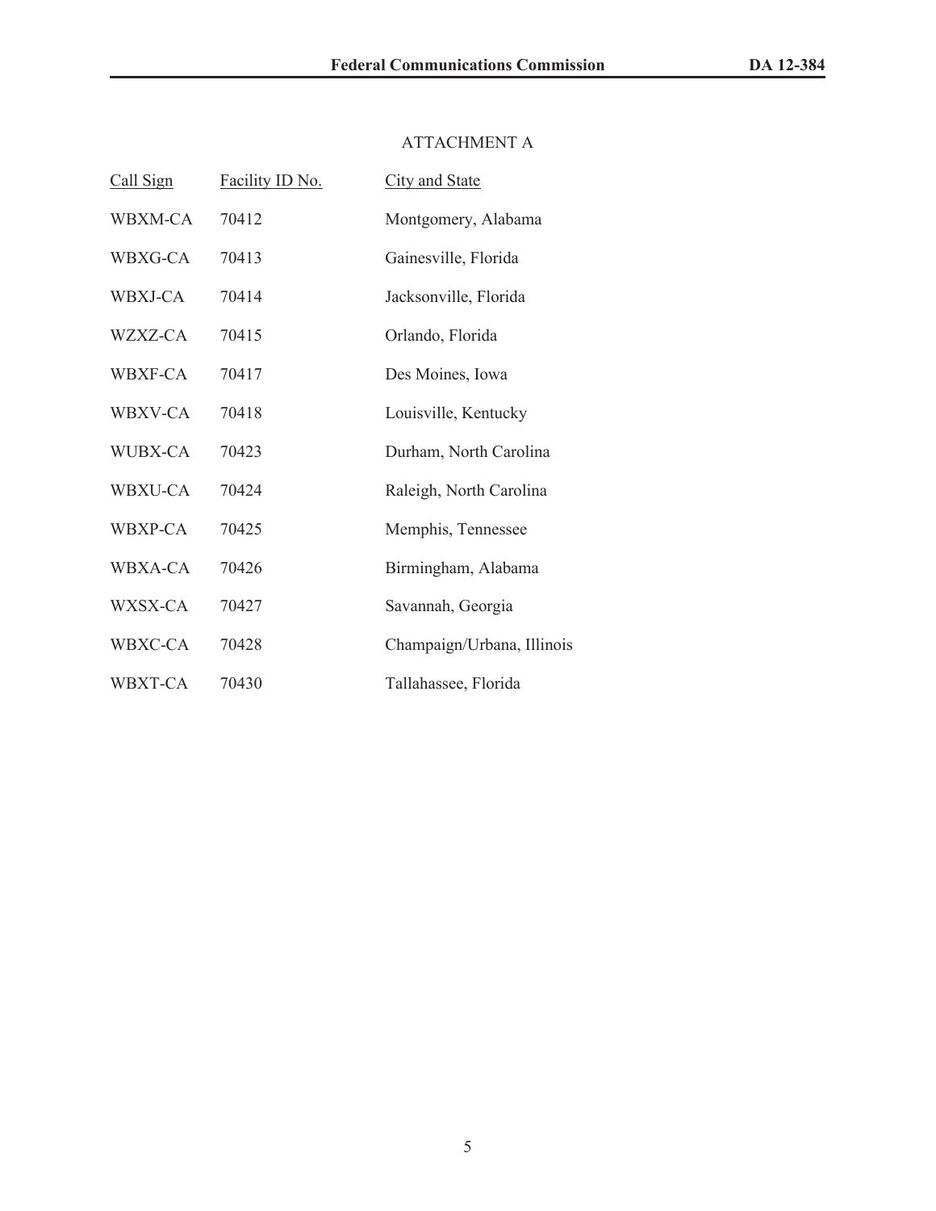ATTACHMENT A

| Call Sign | Facility ID No. | City and State |
| --- | --- | --- |
| WBXM-CA | 70412 | Montgomery, Alabama |
| WBXG-CA | 70413 | Gainesville, Florida |
| WBXJ-CA | 70414 | Jacksonville, Florida |
| WZXZ-CA | 70415 | Orlando, Florida |
| WBXF-CA | 70417 | Des Moines, Iowa |
| WBXV-CA | 70418 | Louisville, Kentucky |
| WUBX-CA | 70423 | Durham, North Carolina |
| WBXU-CA | 70424 | Raleigh, North Carolina |
| WBXP-CA | 70425 | Memphis, Tennessee |
| WBXA-CA | 70426 | Birmingham, Alabama |
| WXSX-CA | 70427 | Savannah, Georgia |
| WBXC-CA | 70428 | Champaign/Urbana, Illinois |
| WBXT-CA | 70430 | Tallahassee, Florida |